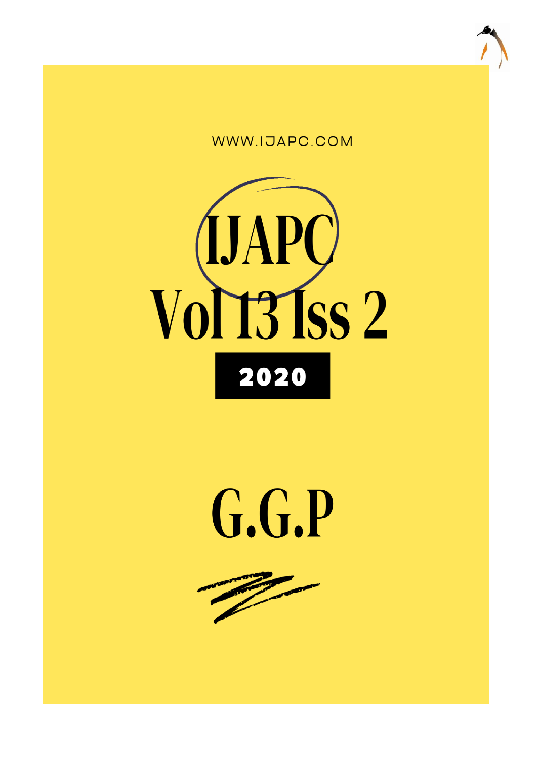WWW.IJAPC.COM

# IJAPC

# Vol 13 Iss 2

**2020**

# G.G.P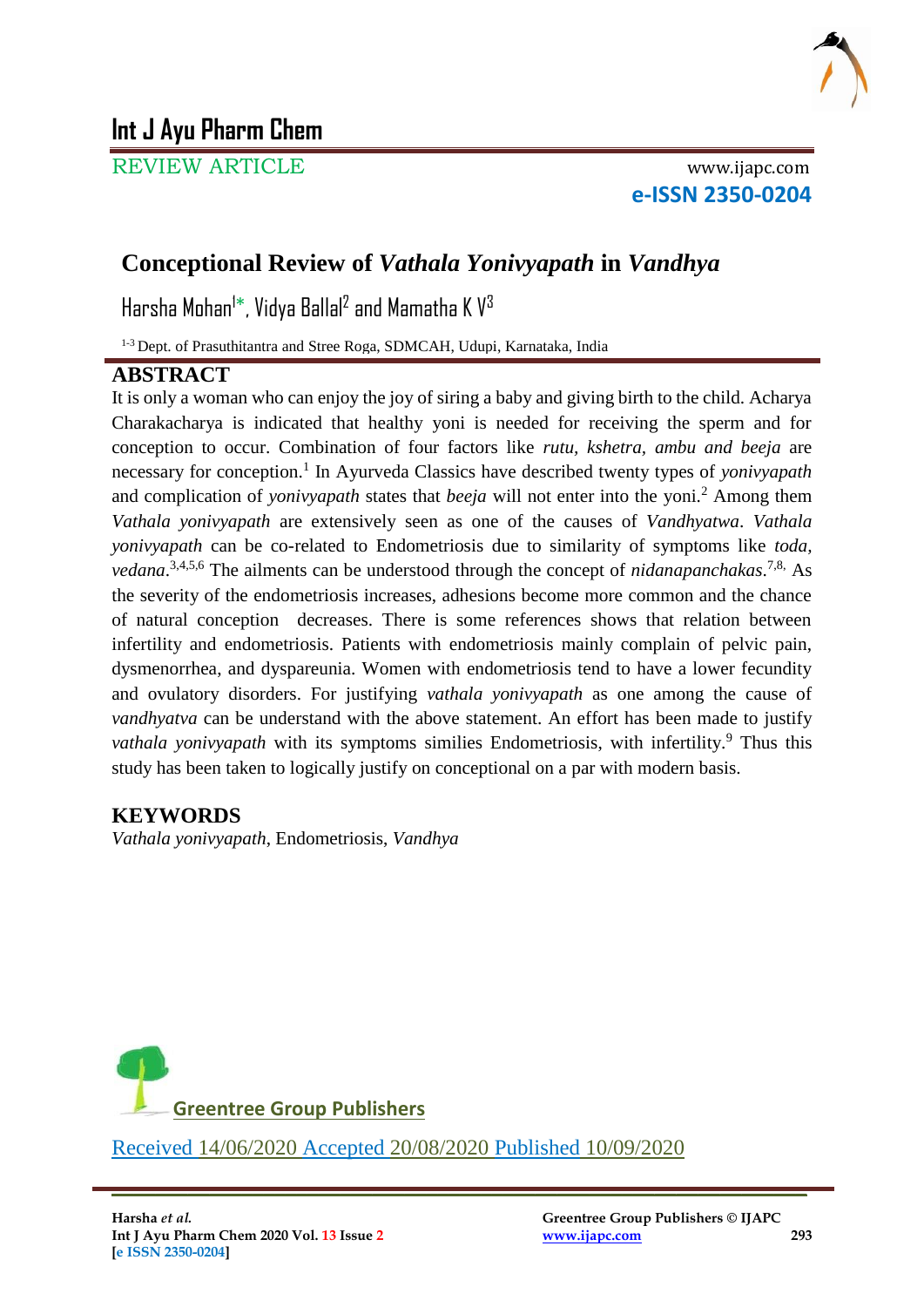# Int J Ayu Pharm Chem

REVIEW ARTICLE

www.ijapc.com

**e-ISSN 2350-0204**

## Conceptional Review of *Vathala Yonivyapath* in *Vandhya*

Harsha Mohan[1*], Vidya Ballal[2] and Mamatha K V[3]

[1-3] Dept. of Prasuthitantra and Stree Roga, SDMCAH, Udupi, Karnataka, India

## ABSTRACT

It is only a woman who can enjoy the joy of siring a baby and giving birth to the child. Acharya Charakacharya is indicated that healthy yoni is needed for receiving the sperm and for conception to occur. Combination of four factors like *rutu, kshetra, ambu and beeja* are necessary for conception.[1] In Ayurveda Classics have described twenty types of *yonivyapath* and complication of *yonivyapath* states that *beeja* will not enter into the yoni.[2] Among them *Vathala yonivyapath* are extensively seen as one of the causes of *Vandhyatwa*. *Vathala yonivyapath* can be co-related to Endometriosis due to similarity of symptoms like *toda, vedana*.[3,4,5,6] The ailments can be understood through the concept of *nidanapanchakas*.[7,8,] As the severity of the endometriosis increases, adhesions become more common and the chance of natural conception decreases. There is some references shows that relation between infertility and endometriosis. Patients with endometriosis mainly complain of pelvic pain, dysmenorrhea, and dyspareunia. Women with endometriosis tend to have a lower fecundity and ovulatory disorders. For justifying *vathala yonivyapath* as one among the cause of *vandhyatva* can be understand with the above statement. An effort has been made to justify *vathala yonivyapath* with its symptoms similies Endometriosis, with infertility.[9] Thus this study has been taken to logically justify on conceptional on a par with modern basis.

## KEYWORDS

*Vathala yonivyapath*, Endometriosis, *Vandhya*

Greentree Group Publishers

Received 14/06/2020 Accepted 20/08/2020 Published 10/09/2020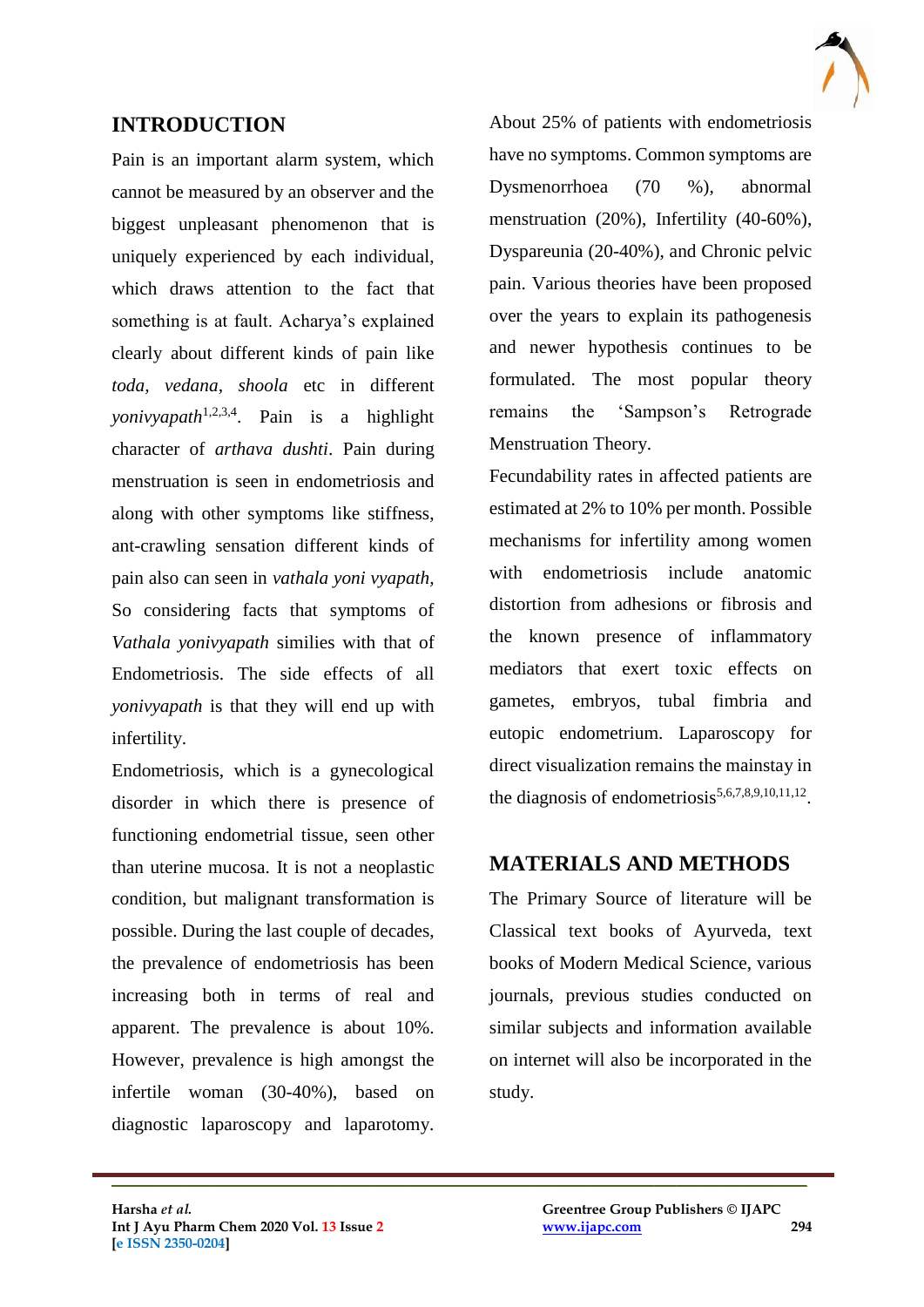## INTRODUCTION

Pain is an important alarm system, which cannot be measured by an observer and the biggest unpleasant phenomenon that is uniquely experienced by each individual, which draws attention to the fact that something is at fault. Acharya's explained clearly about different kinds of pain like *toda*, *vedana*, *shoola* etc in different *yonivyapath*[1,2,3,4]. Pain is a highlight character of *arthava dushti*. Pain during menstruation is seen in endometriosis and along with other symptoms like stiffness, ant-crawling sensation different kinds of pain also can seen in *vathala yoni vyapath*, So considering facts that symptoms of *Vathala yonivyapath* similies with that of Endometriosis. The side effects of all *yonivyapath* is that they will end up with infertility.

Endometriosis, which is a gynecological disorder in which there is presence of functioning endometrial tissue, seen other than uterine mucosa. It is not a neoplastic condition, but malignant transformation is possible. During the last couple of decades, the prevalence of endometriosis has been increasing both in terms of real and apparent. The prevalence is about 10%. However, prevalence is high amongst the infertile woman (30-40%), based on diagnostic laparoscopy and laparotomy. About 25% of patients with endometriosis have no symptoms. Common symptoms are Dysmenorrhoea (70 %), abnormal menstruation (20%), Infertility (40-60%), Dyspareunia (20-40%), and Chronic pelvic pain. Various theories have been proposed over the years to explain its pathogenesis and newer hypothesis continues to be formulated. The most popular theory remains the 'Sampson's Retrograde Menstruation Theory.

Fecundability rates in affected patients are estimated at 2% to 10% per month. Possible mechanisms for infertility among women with endometriosis include anatomic distortion from adhesions or fibrosis and the known presence of inflammatory mediators that exert toxic effects on gametes, embryos, tubal fimbria and eutopic endometrium. Laparoscopy for direct visualization remains the mainstay in the diagnosis of endometriosis[5,6,7,8,9,10,11,12].

## MATERIALS AND METHODS

The Primary Source of literature will be Classical text books of Ayurveda, text books of Modern Medical Science, various journals, previous studies conducted on similar subjects and information available on internet will also be incorporated in the study.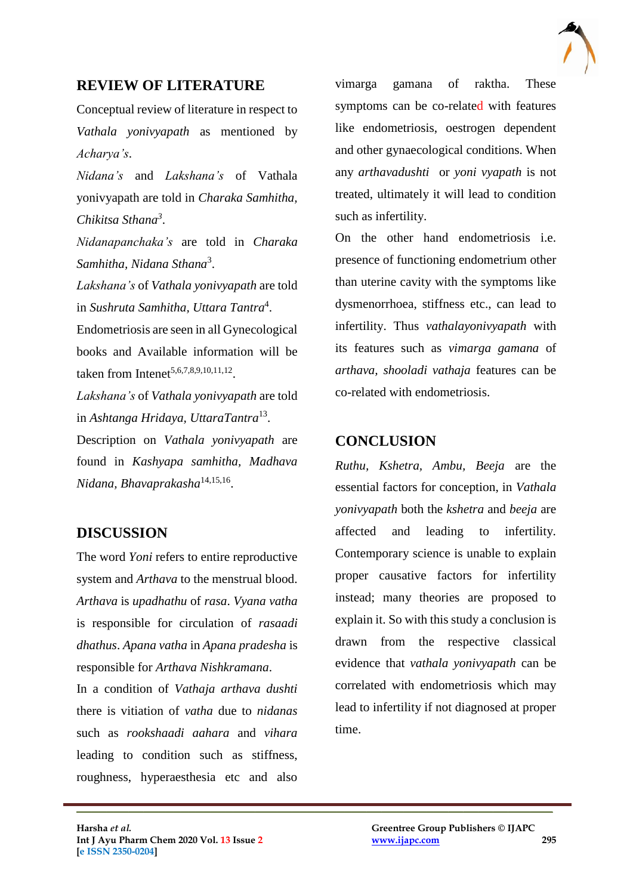## REVIEW OF LITERATURE

Conceptual review of literature in respect to *Vathala yonivyapath* as mentioned by *Acharya's*.

*Nidana's* and *Lakshana's* of Vathala yonivyapath are told in *Charaka Samhitha, Chikitsa Sthana*[3].

*Nidanapanchaka's* are told in *Charaka Samhitha, Nidana Sthana*[3].

*Lakshana's* of *Vathala yonivyapath* are told in *Sushruta Samhitha, Uttara Tantra*[4].

Endometriosis are seen in all Gynecological books and Available information will be taken from Intenet[5,6,7,8,9,10,11,12].

*Lakshana's* of *Vathala yonivyapath* are told in *Ashtanga Hridaya, UttaraTantra*[13].

Description on *Vathala yonivyapath* are found in *Kashyapa samhitha, Madhava Nidana, Bhavaprakasha*[14,15,16].

## DISCUSSION

The word *Yoni* refers to entire reproductive system and *Arthava* to the menstrual blood. *Arthava* is *upadhathu* of *rasa*. *Vyana vatha* is responsible for circulation of *rasaadi dhathus*. *Apana vatha* in *Apana pradesha* is responsible for *Arthava Nishkramana*.

In a condition of *Vathaja arthava dushti* there is vitiation of *vatha* due to *nidanas* such as *rookshaadi aahara* and *vihara* leading to condition such as stiffness, roughness, hyperaesthesia etc and also vimarga gamana of raktha. These symptoms can be co-related with features like endometriosis, oestrogen dependent and other gynaecological conditions. When any *arthavadushti* or *yoni vyapath* is not treated, ultimately it will lead to condition such as infertility.

On the other hand endometriosis i.e. presence of functioning endometrium other than uterine cavity with the symptoms like dysmenorrhoea, stiffness etc., can lead to infertility. Thus *vathalayonivyapath* with its features such as *vimarga gamana* of *arthava, shooladi vathaja* features can be co-related with endometriosis.

## CONCLUSION

*Ruthu, Kshetra, Ambu, Beeja* are the essential factors for conception, in *Vathala yonivyapath* both the *kshetra* and *beeja* are affected and leading to infertility. Contemporary science is unable to explain proper causative factors for infertility instead; many theories are proposed to explain it. So with this study a conclusion is drawn from the respective classical evidence that *vathala yonivyapath* can be correlated with endometriosis which may lead to infertility if not diagnosed at proper time.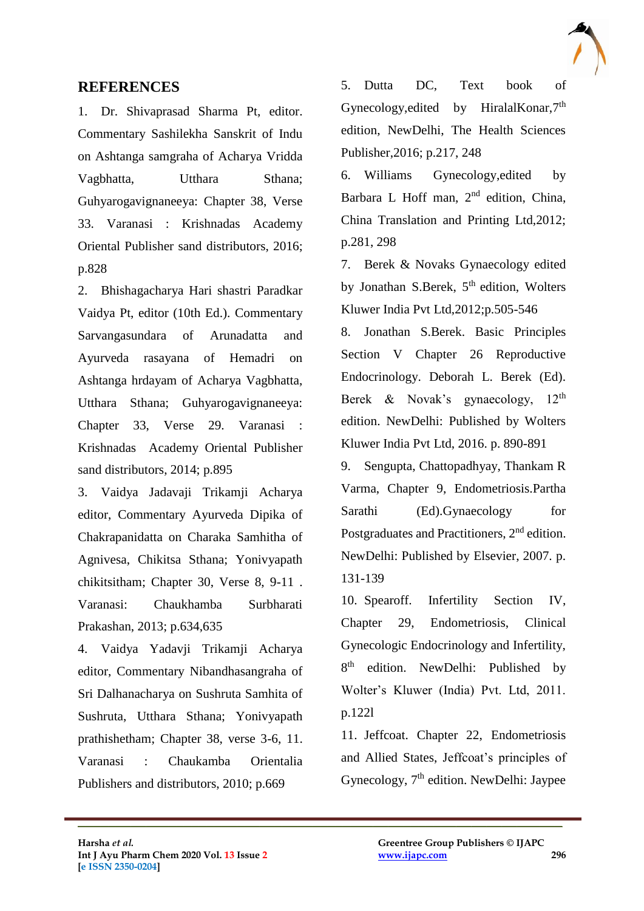## REFERENCES

1. Dr. Shivaprasad Sharma Pt, editor. Commentary Sashilekha Sanskrit of Indu on Ashtanga samgraha of Acharya Vridda Vagbhatta, Utthara Sthana; Guhyarogavignaneeya: Chapter 38, Verse 33. Varanasi : Krishnadas Academy Oriental Publisher sand distributors, 2016; p.828

2. Bhishagacharya Hari shastri Paradkar Vaidya Pt, editor (10th Ed.). Commentary Sarvangasundara of Arunadatta and Ayurveda rasayana of Hemadri on Ashtanga hrdayam of Acharya Vagbhatta, Utthara Sthana; Guhyarogavignaneeya: Chapter 33, Verse 29. Varanasi : Krishnadas Academy Oriental Publisher sand distributors, 2014; p.895

3. Vaidya Jadavaji Trikamji Acharya editor, Commentary Ayurveda Dipika of Chakrapanidatta on Charaka Samhitha of Agnivesa, Chikitsa Sthana; Yonivyapath chikitsitham; Chapter 30, Verse 8, 9-11 . Varanasi: Chaukhamba Surbharati Prakashan, 2013; p.634,635

4. Vaidya Yadavji Trikamji Acharya editor, Commentary Nibandhasangraha of Sri Dalhanacharya on Sushruta Samhita of Sushruta, Utthara Sthana; Yonivyapath prathishetham; Chapter 38, verse 3-6, 11. Varanasi : Chaukamba Orientalia Publishers and distributors, 2010; p.669

5. Dutta DC, Text book of Gynecology,edited by HiralalKonar,7th edition, NewDelhi, The Health Sciences Publisher,2016; p.217, 248

6. Williams Gynecology,edited by Barbara L Hoff man, 2nd edition, China, China Translation and Printing Ltd,2012; p.281, 298

7. Berek & Novaks Gynaecology edited by Jonathan S.Berek, 5th edition, Wolters Kluwer India Pvt Ltd,2012;p.505-546

8. Jonathan S.Berek. Basic Principles Section V Chapter 26 Reproductive Endocrinology. Deborah L. Berek (Ed). Berek & Novak's gynaecology, 12th edition. NewDelhi: Published by Wolters Kluwer India Pvt Ltd, 2016. p. 890-891

9. Sengupta, Chattopadhyay, Thankam R Varma, Chapter 9, Endometriosis.Partha Sarathi (Ed).Gynaecology for Postgraduates and Practitioners, 2nd edition. NewDelhi: Published by Elsevier, 2007. p. 131-139

10. Spearoff. Infertility Section IV, Chapter 29, Endometriosis, Clinical Gynecologic Endocrinology and Infertility, 8th edition. NewDelhi: Published by Wolter's Kluwer (India) Pvt. Ltd, 2011. p.122l

11. Jeffcoat. Chapter 22, Endometriosis and Allied States, Jeffcoat's principles of Gynecology, 7th edition. NewDelhi: Jaypee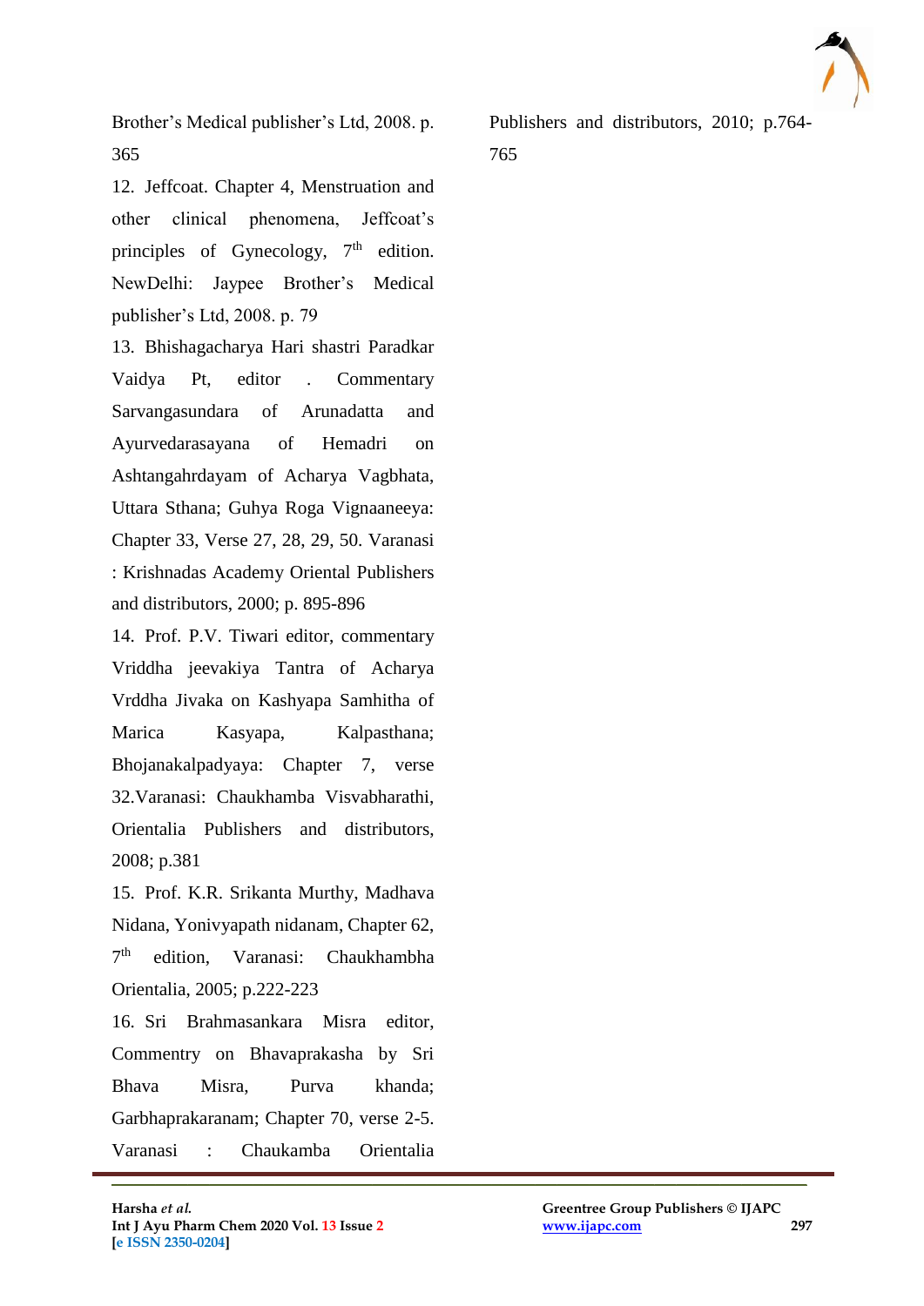Brother's Medical publisher's Ltd, 2008. p. 365

12. Jeffcoat. Chapter 4, Menstruation and other clinical phenomena, Jeffcoat's principles of Gynecology, 7th edition. NewDelhi: Jaypee Brother's Medical publisher's Ltd, 2008. p. 79

13. Bhishagacharya Hari shastri Paradkar Vaidya Pt, editor . Commentary Sarvangasundara of Arunadatta and Ayurvedarasayana of Hemadri on Ashtangahrdayam of Acharya Vagbhata, Uttara Sthana; Guhya Roga Vignaaneeya: Chapter 33, Verse 27, 28, 29, 50. Varanasi : Krishnadas Academy Oriental Publishers and distributors, 2000; p. 895-896

14. Prof. P.V. Tiwari editor, commentary Vriddha jeevakiya Tantra of Acharya Vrddha Jivaka on Kashyapa Samhitha of Marica Kasyapa, Kalpasthana; Bhojanakalpadyaya: Chapter 7, verse 32.Varanasi: Chaukhamba Visvabharathi, Orientalia Publishers and distributors, 2008; p.381

15. Prof. K.R. Srikanta Murthy, Madhava Nidana, Yonivyapath nidanam, Chapter 62, 7th edition, Varanasi: Chaukhambha Orientalia, 2005; p.222-223

16. Sri Brahmasankara Misra editor, Commentry on Bhavaprakasha by Sri Bhava Misra, Purva khanda; Garbhaprakaranam; Chapter 70, verse 2-5. Varanasi : Chaukamba Orientalia Publishers and distributors, 2010; p.764-765